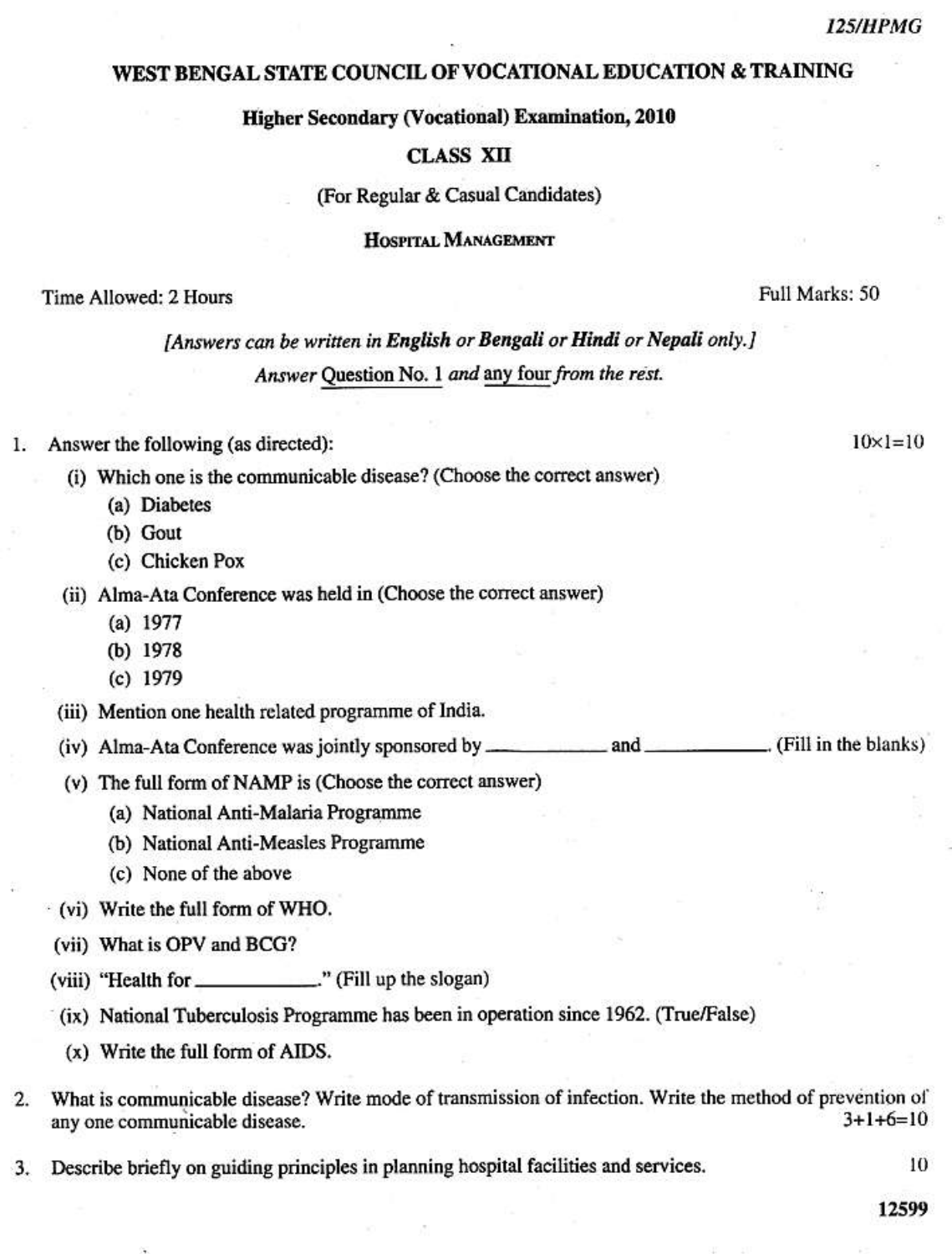125/HPMG

# WEST BENGAL STATE COUNCIL OF VOCATIONAL EDUCATION & TRAINING

## Higher Secondary (Vocational) Examination, 2010

## CLASS XII

(For Regular & Casual Candidates)

### Hospital Management

Time Allowed: 2 Hours — Full Marks: 50

*[Answers can be written in **English** or **Bengali** or **Hindi** or **Nepali** only.]*

*Answer Question No. 1 and any four from the rest.*

1. Answer the following (as directed): $10\times1=10$

   (i) Which one is the communicable disease? (Choose the correct answer)
   - (a) Diabetes
   - (b) Gout
   - (c) Chicken Pox

   (ii) Alma-Ata Conference was held in (Choose the correct answer)
   - (a) 1977
   - (b) 1978
   - (c) 1979

   (iii) Mention one health related programme of India.

   (iv) Alma-Ata Conference was jointly sponsored by __________ and __________. (Fill in the blanks)

   (v) The full form of NAMP is (Choose the correct answer)
   - (a) National Anti-Malaria Programme
   - (b) National Anti-Measles Programme
   - (c) None of the above

   (vi) Write the full form of WHO.

   (vii) What is OPV and BCG?

   (viii) "Health for __________." (Fill up the slogan)

   (ix) National Tuberculosis Programme has been in operation since 1962. (True/False)

   (x) Write the full form of AIDS.

2. What is communicable disease? Write mode of transmission of infection. Write the method of prevention of any one communicable disease. $3+1+6=10$

3. Describe briefly on guiding principles in planning hospital facilities and services. 10

12599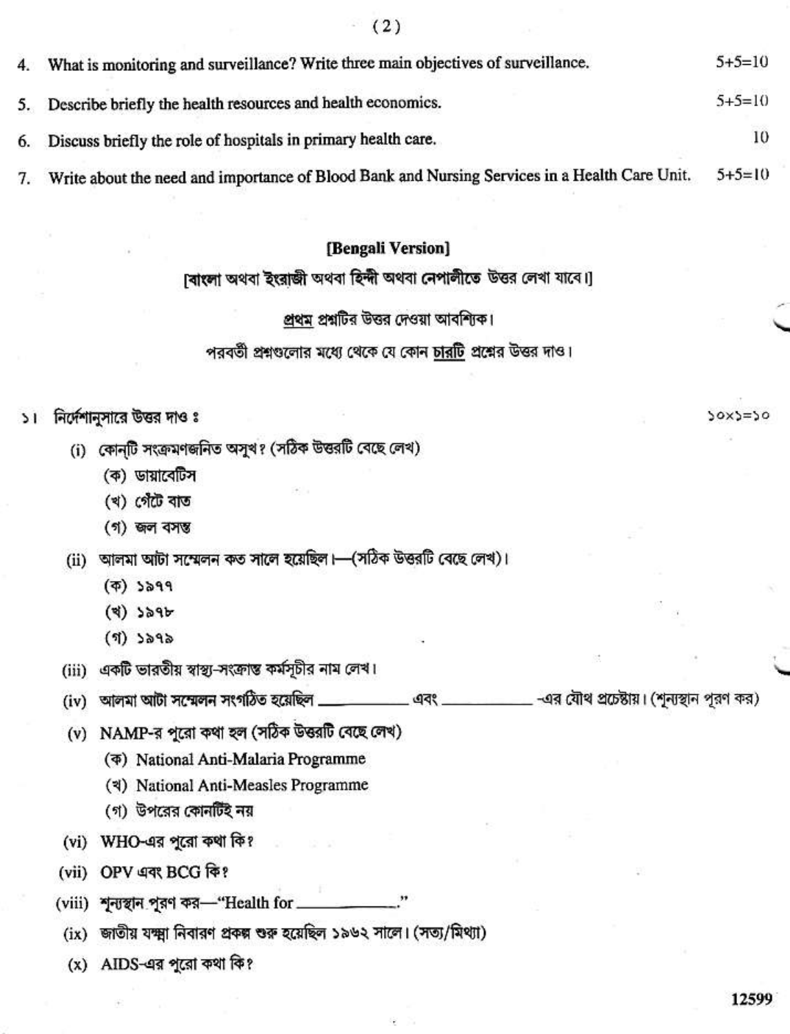4. What is monitoring and surveillance? Write three main objectives of surveillance. 5+5=10

5. Describe briefly the health resources and health economics. 5+5=10

6. Discuss briefly the role of hospitals in primary health care. 10

7. Write about the need and importance of Blood Bank and Nursing Services in a Health Care Unit. 5+5=10

## [Bengali Version]

**[বাংলা অথবা ইংরাজী অথবা হিন্দী অথবা নেপালীতে উত্তর লেখা যাবে।]**

প্রথম প্রশ্নটির উত্তর দেওয়া আবশ্যিক।

পরবর্তী প্রশ্নগুলোর মধ্যে থেকে যে কোন চারটি প্রশ্নের উত্তর দাও।

১। নির্দেশানুসারে উত্তর দাও ঃ ১০×১=১০

(i) কোন্‌টি সংক্রমণজনিত অসুখ? (সঠিক উত্তরটি বেছে লেখ)

(ক) ডায়াবেটিস

(খ) গেঁটে বাত

(গ) জল বসন্ত

(ii) আলমা আটা সম্মেলন কত সালে হয়েছিল।—(সঠিক উত্তরটি বেছে লেখ)।

(ক) ১৯৭৭

(খ) ১৯৭৮

(গ) ১৯৭৯

(iii) একটি ভারতীয় স্বাস্থ্য-সংক্রান্ত কর্মসূচীর নাম লেখ।

(iv) আলমা আটা সম্মেলন সংগঠিত হয়েছিল \_\_\_\_\_\_\_\_\_ এবং \_\_\_\_\_\_\_\_\_ -এর যৌথ প্রচেষ্টায়। (শূন্যস্থান পূরণ কর)

(v) NAMP-র পুরো কথা হল (সঠিক উত্তরটি বেছে লেখ)

(ক) National Anti-Malaria Programme

(খ) National Anti-Measles Programme

(গ) উপরের কোনটিই নয়

(vi) WHO-এর পুরো কথা কি?

(vii) OPV এবং BCG কি?

(viii) শূন্যস্থান পূরণ কর—"Health for \_\_\_\_\_\_\_\_\_."

(ix) জাতীয় যক্ষ্মা নিবারণ প্রকল্প শুরু হয়েছিল ১৯৬২ সালে। (সত্য/মিথ্যা)

(x) AIDS-এর পুরো কথা কি?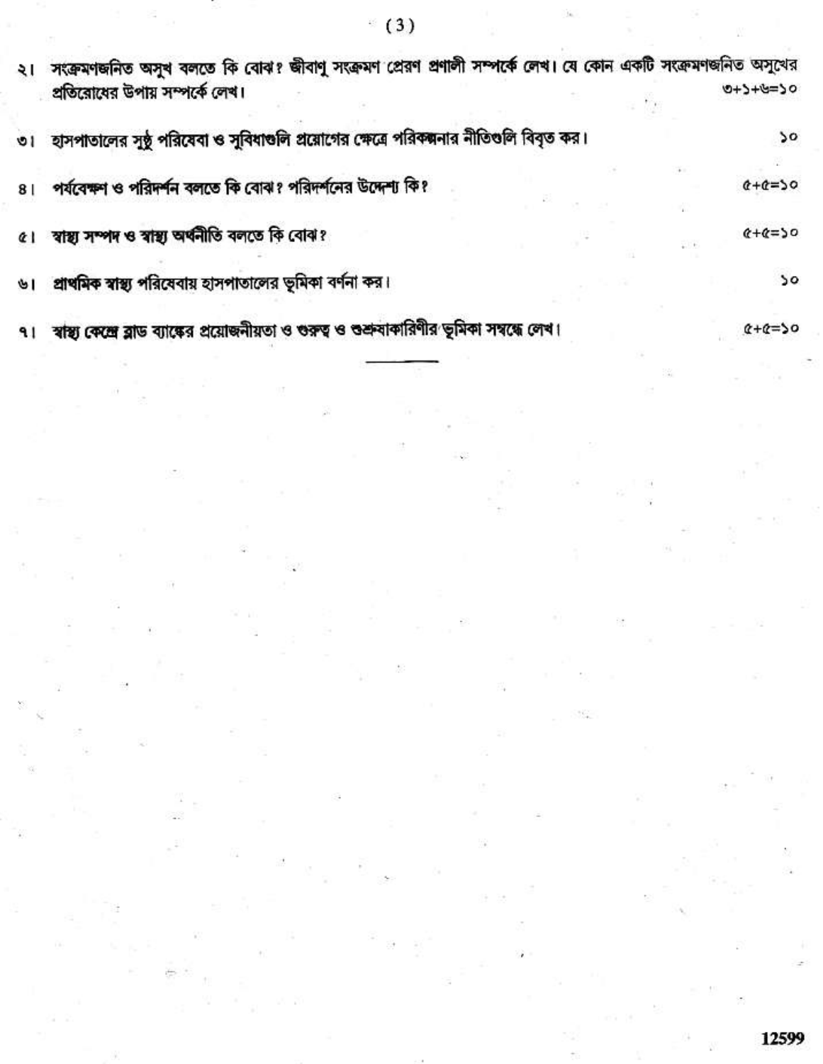২। সংক্রমণজনিত অসুখ বলতে কি বোঝ? জীবাণু সংক্রমণ প্রেরণ প্রণালী সম্পর্কে লেখ। যে কোন একটি সংক্রমণজনিত অসুখের প্রতিরোধের উপায় সম্পর্কে লেখ। ৩+১+৬=১০

৩। হাসপাতালের সুষ্ঠ পরিষেবা ও সুবিধাগুলি প্রয়োগের ক্ষেত্রে পরিকল্পনার নীতিগুলি বিবৃত কর। ১০

৪। পর্যবেক্ষণ ও পরিদর্শন বলতে কি বোঝ? পরিদর্শনের উদ্দেশ্য কি? ৫+৫=১০

৫। স্বাস্থ্য সম্পদ ও স্বাস্থ্য অর্থনীতি বলতে কি বোঝ? ৫+৫=১০

৬। প্রাথমিক স্বাস্থ্য পরিষেবায় হাসপাতালের ভূমিকা বর্ণনা কর। ১০

৭। স্বাস্থ্য কেন্দ্রে ব্লাড ব্যাঙ্কের প্রয়োজনীয়তা ও গুরুত্ব ও শুশ্রূষাকারিণীর ভূমিকা সম্বন্ধে লেখ। ৫+৫=১০

12599